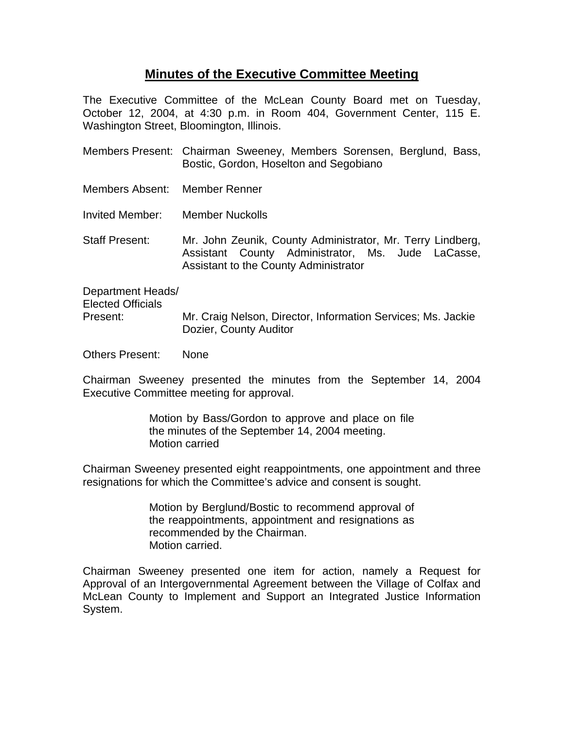# Minutes of the Executive Committee Meeting

The Executive Committee of the McLean County Board met on Tuesday, October 12, 2004, at 4:30 p.m. in Room 404, Government Center, 115 E. Washington Street, Bloomington, Illinois.

Members Present: Chairman Sweeney, Members Sorensen, Berglund, Bass, Bostic, Gordon, Hoselton and Segobiano

Members Absent: Member Renner

Invited Member: Member Nuckolls

Staff Present: Mr. John Zeunik, County Administrator, Mr. Terry Lindberg, Assistant County Administrator, Ms. Jude LaCasse, Assistant to the County Administrator

Department Heads/ Elected Officials Present: Mr. Craig Nelson, Director, Information Services; Ms. Jackie Dozier, County Auditor

Others Present: None

Chairman Sweeney presented the minutes from the September 14, 2004 Executive Committee meeting for approval.

> Motion by Bass/Gordon to approve and place on file the minutes of the September 14, 2004 meeting.
> Motion carried

Chairman Sweeney presented eight reappointments, one appointment and three resignations for which the Committee's advice and consent is sought.

> Motion by Berglund/Bostic to recommend approval of the reappointments, appointment and resignations as recommended by the Chairman.
> Motion carried.

Chairman Sweeney presented one item for action, namely a Request for Approval of an Intergovernmental Agreement between the Village of Colfax and McLean County to Implement and Support an Integrated Justice Information System.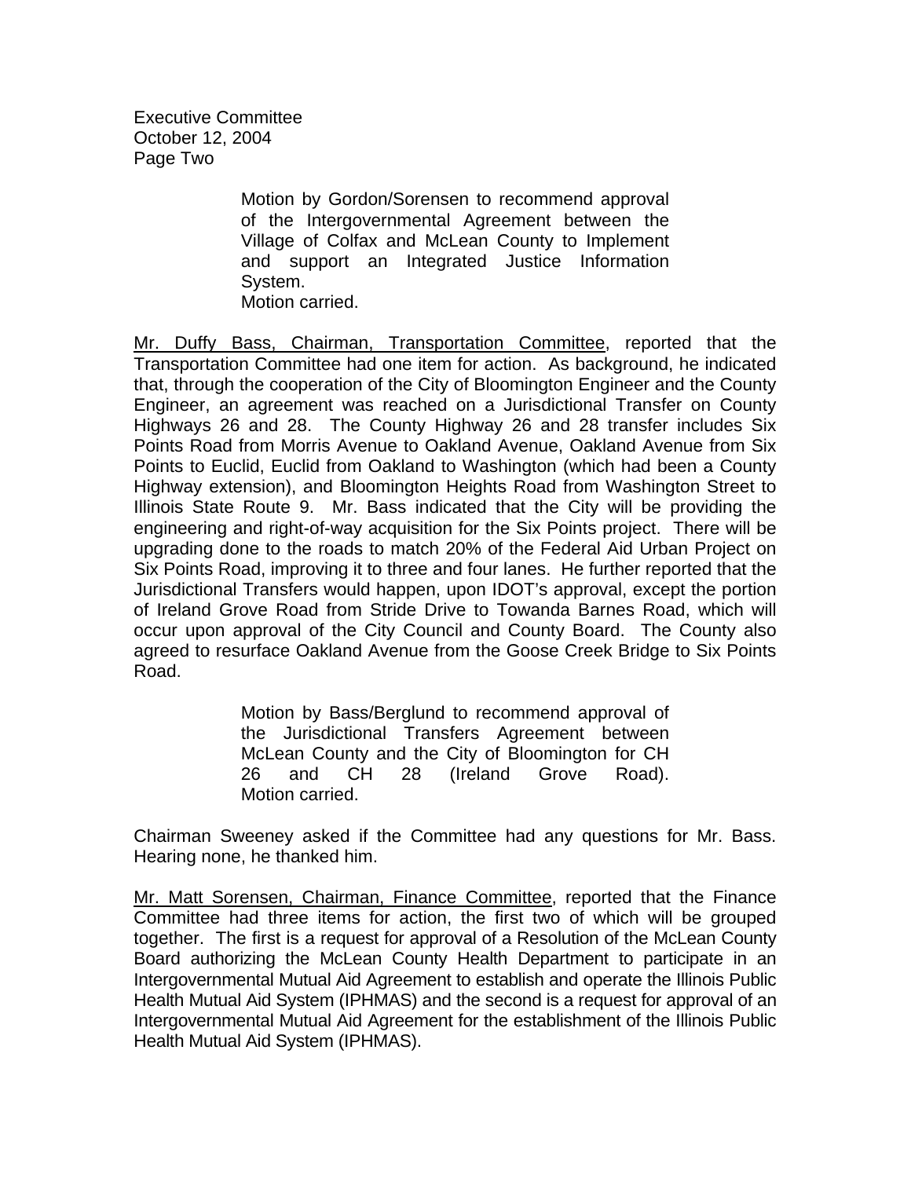Motion by Gordon/Sorensen to recommend approval of the Intergovernmental Agreement between the Village of Colfax and McLean County to Implement and support an Integrated Justice Information System.
Motion carried.

Mr. Duffy Bass, Chairman, Transportation Committee, reported that the Transportation Committee had one item for action. As background, he indicated that, through the cooperation of the City of Bloomington Engineer and the County Engineer, an agreement was reached on a Jurisdictional Transfer on County Highways 26 and 28. The County Highway 26 and 28 transfer includes Six Points Road from Morris Avenue to Oakland Avenue, Oakland Avenue from Six Points to Euclid, Euclid from Oakland to Washington (which had been a County Highway extension), and Bloomington Heights Road from Washington Street to Illinois State Route 9. Mr. Bass indicated that the City will be providing the engineering and right-of-way acquisition for the Six Points project. There will be upgrading done to the roads to match 20% of the Federal Aid Urban Project on Six Points Road, improving it to three and four lanes. He further reported that the Jurisdictional Transfers would happen, upon IDOT's approval, except the portion of Ireland Grove Road from Stride Drive to Towanda Barnes Road, which will occur upon approval of the City Council and County Board. The County also agreed to resurface Oakland Avenue from the Goose Creek Bridge to Six Points Road.

Motion by Bass/Berglund to recommend approval of the Jurisdictional Transfers Agreement between McLean County and the City of Bloomington for CH 26 and CH 28 (Ireland Grove Road).
Motion carried.

Chairman Sweeney asked if the Committee had any questions for Mr. Bass. Hearing none, he thanked him.

Mr. Matt Sorensen, Chairman, Finance Committee, reported that the Finance Committee had three items for action, the first two of which will be grouped together. The first is a request for approval of a Resolution of the McLean County Board authorizing the McLean County Health Department to participate in an Intergovernmental Mutual Aid Agreement to establish and operate the Illinois Public Health Mutual Aid System (IPHMAS) and the second is a request for approval of an Intergovernmental Mutual Aid Agreement for the establishment of the Illinois Public Health Mutual Aid System (IPHMAS).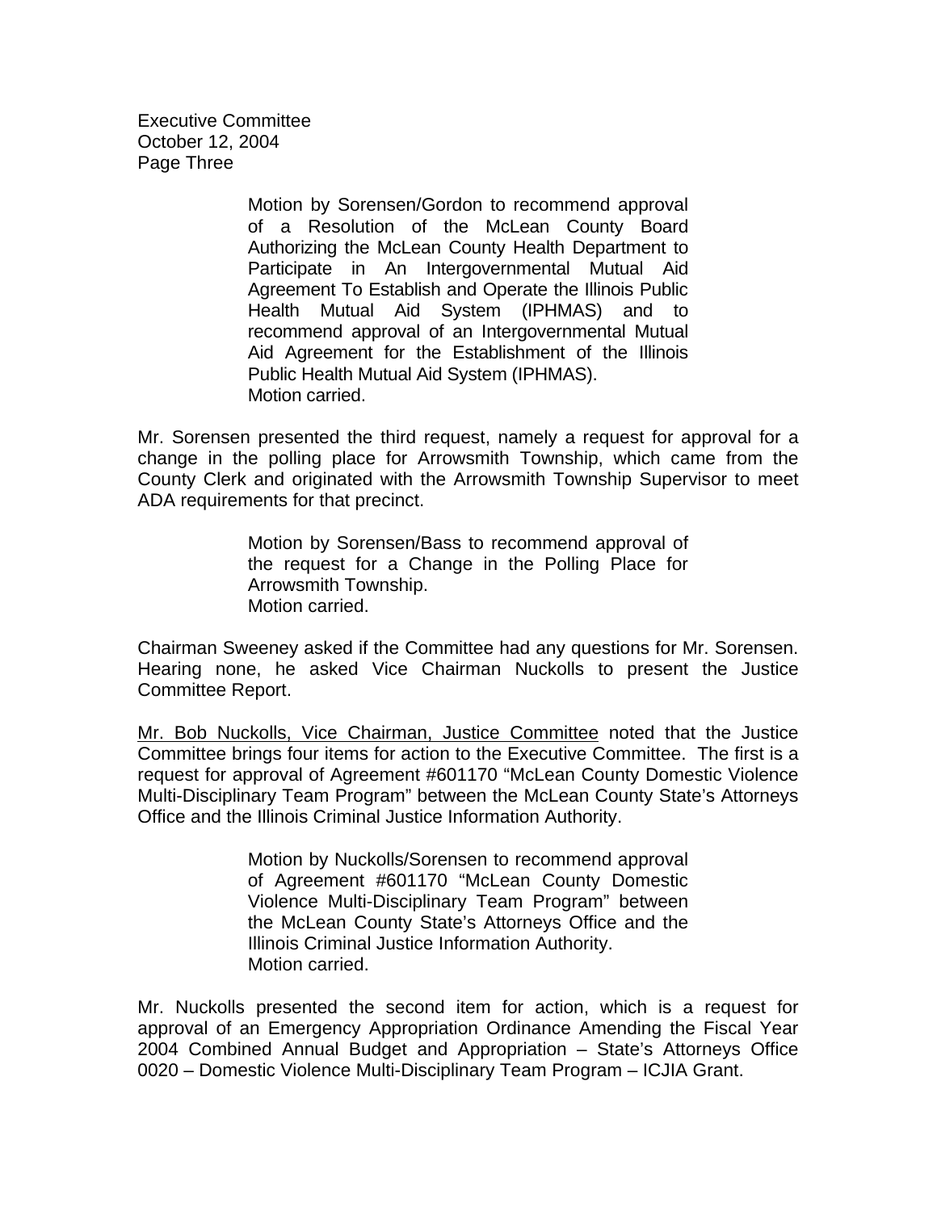> Motion by Sorensen/Gordon to recommend approval of a Resolution of the McLean County Board Authorizing the McLean County Health Department to Participate in An Intergovernmental Mutual Aid Agreement To Establish and Operate the Illinois Public Health Mutual Aid System (IPHMAS) and to recommend approval of an Intergovernmental Mutual Aid Agreement for the Establishment of the Illinois Public Health Mutual Aid System (IPHMAS).
> Motion carried.

Mr. Sorensen presented the third request, namely a request for approval for a change in the polling place for Arrowsmith Township, which came from the County Clerk and originated with the Arrowsmith Township Supervisor to meet ADA requirements for that precinct.

> Motion by Sorensen/Bass to recommend approval of the request for a Change in the Polling Place for Arrowsmith Township.
> Motion carried.

Chairman Sweeney asked if the Committee had any questions for Mr. Sorensen. Hearing none, he asked Vice Chairman Nuckolls to present the Justice Committee Report.

<u>Mr. Bob Nuckolls, Vice Chairman, Justice Committee</u> noted that the Justice Committee brings four items for action to the Executive Committee. The first is a request for approval of Agreement #601170 "McLean County Domestic Violence Multi-Disciplinary Team Program" between the McLean County State's Attorneys Office and the Illinois Criminal Justice Information Authority.

> Motion by Nuckolls/Sorensen to recommend approval of Agreement #601170 "McLean County Domestic Violence Multi-Disciplinary Team Program" between the McLean County State's Attorneys Office and the Illinois Criminal Justice Information Authority.
> Motion carried.

Mr. Nuckolls presented the second item for action, which is a request for approval of an Emergency Appropriation Ordinance Amending the Fiscal Year 2004 Combined Annual Budget and Appropriation – State's Attorneys Office 0020 – Domestic Violence Multi-Disciplinary Team Program – ICJIA Grant.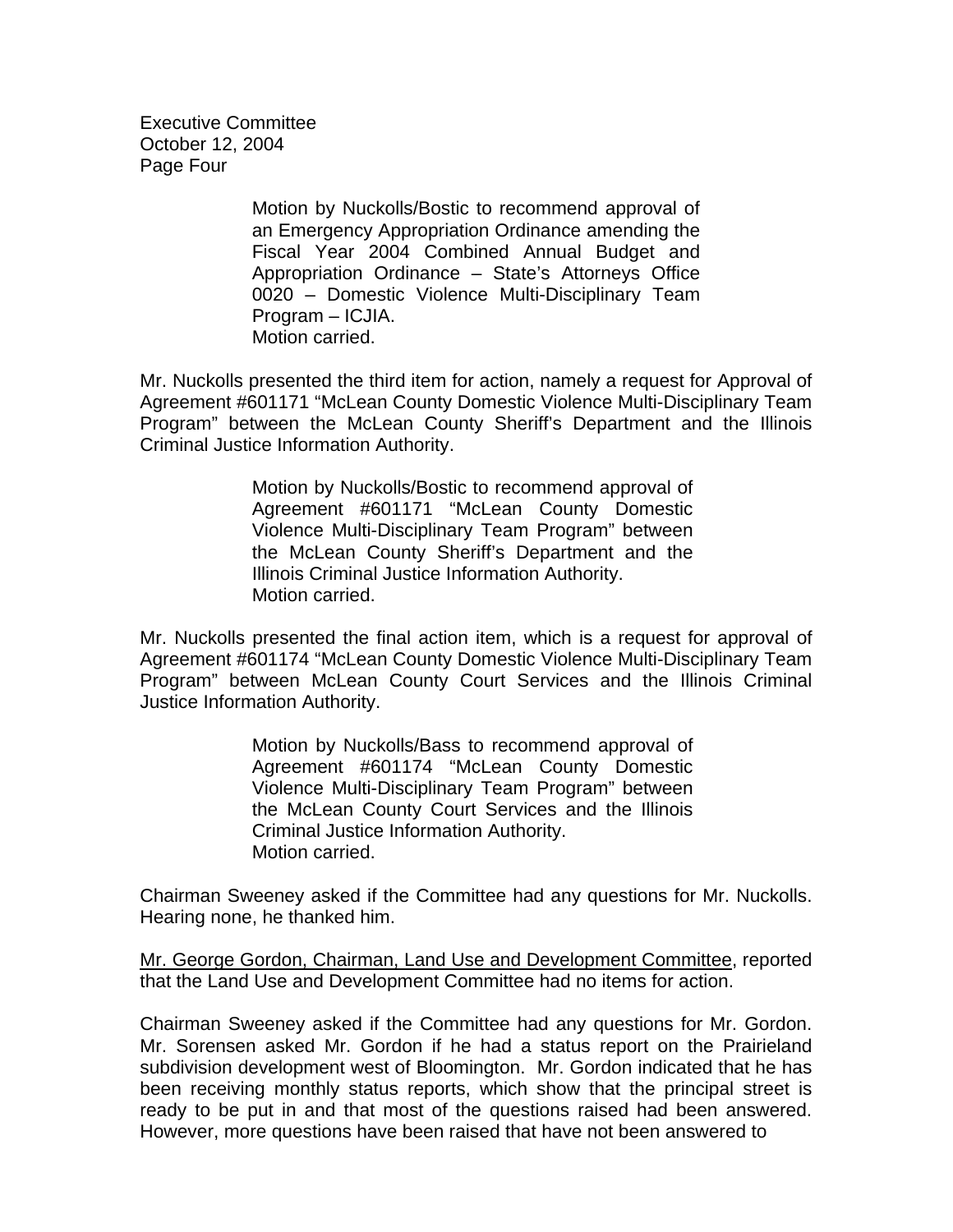Motion by Nuckolls/Bostic to recommend approval of an Emergency Appropriation Ordinance amending the Fiscal Year 2004 Combined Annual Budget and Appropriation Ordinance – State's Attorneys Office 0020 – Domestic Violence Multi-Disciplinary Team Program – ICJIA.
Motion carried.

Mr. Nuckolls presented the third item for action, namely a request for Approval of Agreement #601171 "McLean County Domestic Violence Multi-Disciplinary Team Program" between the McLean County Sheriff's Department and the Illinois Criminal Justice Information Authority.

> Motion by Nuckolls/Bostic to recommend approval of Agreement #601171 "McLean County Domestic Violence Multi-Disciplinary Team Program" between the McLean County Sheriff's Department and the Illinois Criminal Justice Information Authority.
> Motion carried.

Mr. Nuckolls presented the final action item, which is a request for approval of Agreement #601174 "McLean County Domestic Violence Multi-Disciplinary Team Program" between McLean County Court Services and the Illinois Criminal Justice Information Authority.

> Motion by Nuckolls/Bass to recommend approval of Agreement #601174 "McLean County Domestic Violence Multi-Disciplinary Team Program" between the McLean County Court Services and the Illinois Criminal Justice Information Authority.
> Motion carried.

Chairman Sweeney asked if the Committee had any questions for Mr. Nuckolls. Hearing none, he thanked him.

Mr. George Gordon, Chairman, Land Use and Development Committee, reported that the Land Use and Development Committee had no items for action.

Chairman Sweeney asked if the Committee had any questions for Mr. Gordon. Mr. Sorensen asked Mr. Gordon if he had a status report on the Prairieland subdivision development west of Bloomington. Mr. Gordon indicated that he has been receiving monthly status reports, which show that the principal street is ready to be put in and that most of the questions raised had been answered. However, more questions have been raised that have not been answered to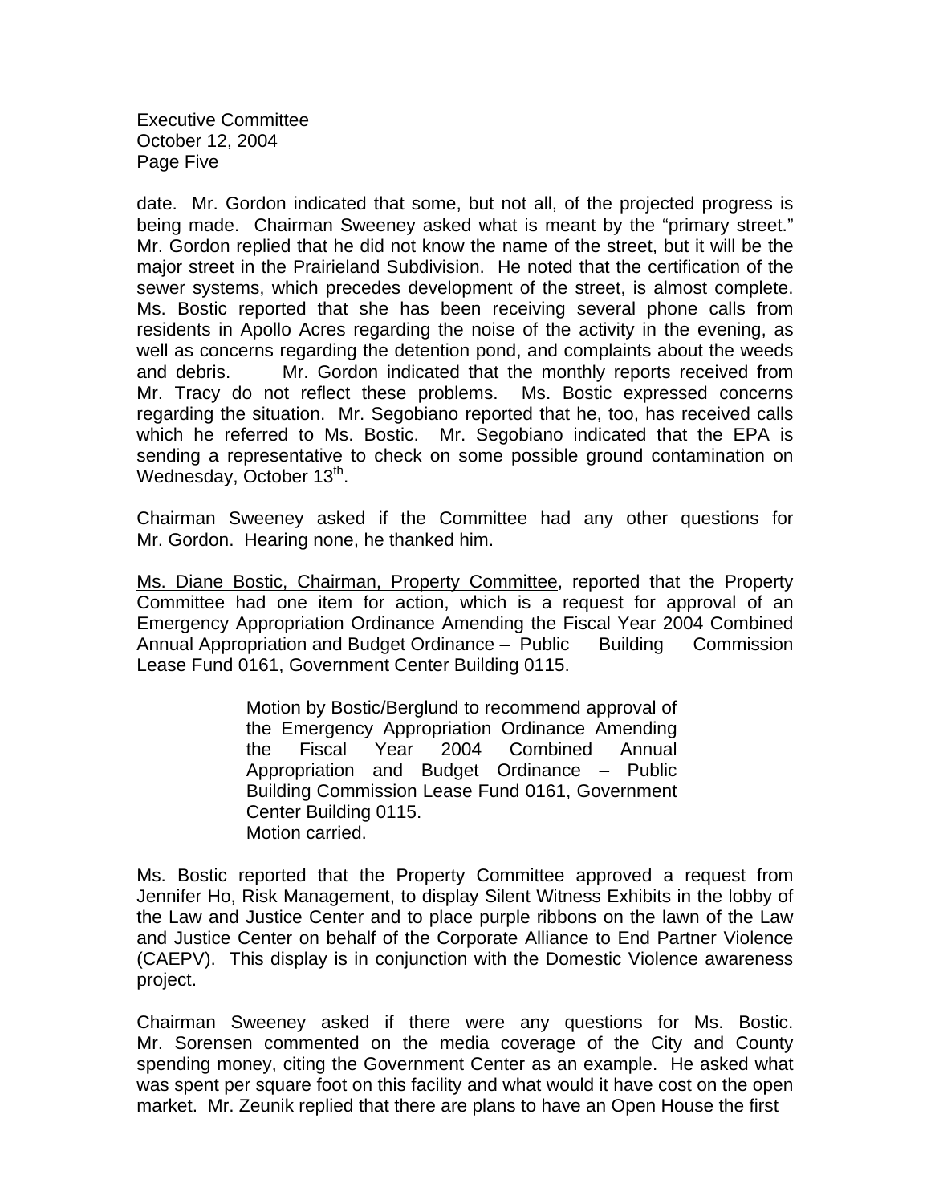date. Mr. Gordon indicated that some, but not all, of the projected progress is being made. Chairman Sweeney asked what is meant by the "primary street." Mr. Gordon replied that he did not know the name of the street, but it will be the major street in the Prairieland Subdivision. He noted that the certification of the sewer systems, which precedes development of the street, is almost complete. Ms. Bostic reported that she has been receiving several phone calls from residents in Apollo Acres regarding the noise of the activity in the evening, as well as concerns regarding the detention pond, and complaints about the weeds and debris. Mr. Gordon indicated that the monthly reports received from Mr. Tracy do not reflect these problems. Ms. Bostic expressed concerns regarding the situation. Mr. Segobiano reported that he, too, has received calls which he referred to Ms. Bostic. Mr. Segobiano indicated that the EPA is sending a representative to check on some possible ground contamination on Wednesday, October 13th.

Chairman Sweeney asked if the Committee had any other questions for Mr. Gordon. Hearing none, he thanked him.

<u>Ms. Diane Bostic, Chairman, Property Committee</u>, reported that the Property Committee had one item for action, which is a request for approval of an Emergency Appropriation Ordinance Amending the Fiscal Year 2004 Combined Annual Appropriation and Budget Ordinance – Public Building Commission Lease Fund 0161, Government Center Building 0115.

> Motion by Bostic/Berglund to recommend approval of the Emergency Appropriation Ordinance Amending the Fiscal Year 2004 Combined Annual Appropriation and Budget Ordinance – Public Building Commission Lease Fund 0161, Government Center Building 0115.
> Motion carried.

Ms. Bostic reported that the Property Committee approved a request from Jennifer Ho, Risk Management, to display Silent Witness Exhibits in the lobby of the Law and Justice Center and to place purple ribbons on the lawn of the Law and Justice Center on behalf of the Corporate Alliance to End Partner Violence (CAEPV). This display is in conjunction with the Domestic Violence awareness project.

Chairman Sweeney asked if there were any questions for Ms. Bostic. Mr. Sorensen commented on the media coverage of the City and County spending money, citing the Government Center as an example. He asked what was spent per square foot on this facility and what would it have cost on the open market. Mr. Zeunik replied that there are plans to have an Open House the first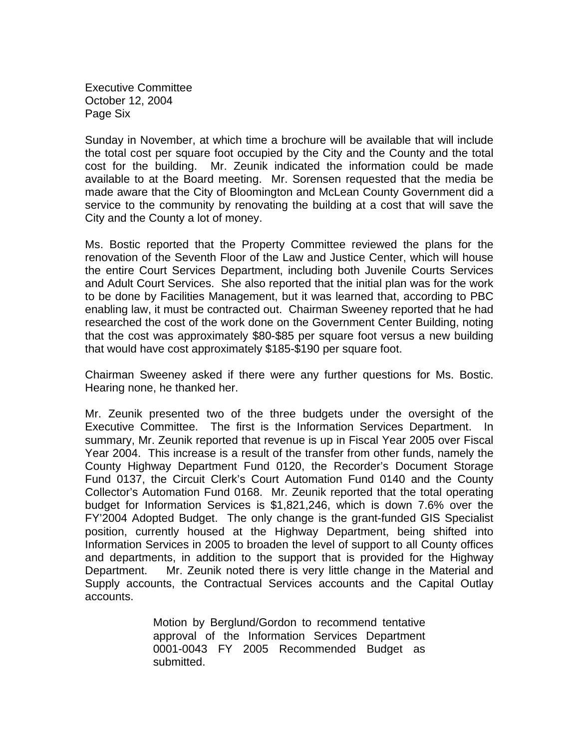Sunday in November, at which time a brochure will be available that will include the total cost per square foot occupied by the City and the County and the total cost for the building. Mr. Zeunik indicated the information could be made available to at the Board meeting. Mr. Sorensen requested that the media be made aware that the City of Bloomington and McLean County Government did a service to the community by renovating the building at a cost that will save the City and the County a lot of money.

Ms. Bostic reported that the Property Committee reviewed the plans for the renovation of the Seventh Floor of the Law and Justice Center, which will house the entire Court Services Department, including both Juvenile Courts Services and Adult Court Services. She also reported that the initial plan was for the work to be done by Facilities Management, but it was learned that, according to PBC enabling law, it must be contracted out. Chairman Sweeney reported that he had researched the cost of the work done on the Government Center Building, noting that the cost was approximately $80-$85 per square foot versus a new building that would have cost approximately $185-$190 per square foot.

Chairman Sweeney asked if there were any further questions for Ms. Bostic. Hearing none, he thanked her.

Mr. Zeunik presented two of the three budgets under the oversight of the Executive Committee. The first is the Information Services Department. In summary, Mr. Zeunik reported that revenue is up in Fiscal Year 2005 over Fiscal Year 2004. This increase is a result of the transfer from other funds, namely the County Highway Department Fund 0120, the Recorder's Document Storage Fund 0137, the Circuit Clerk's Court Automation Fund 0140 and the County Collector's Automation Fund 0168. Mr. Zeunik reported that the total operating budget for Information Services is $1,821,246, which is down 7.6% over the FY'2004 Adopted Budget. The only change is the grant-funded GIS Specialist position, currently housed at the Highway Department, being shifted into Information Services in 2005 to broaden the level of support to all County offices and departments, in addition to the support that is provided for the Highway Department. Mr. Zeunik noted there is very little change in the Material and Supply accounts, the Contractual Services accounts and the Capital Outlay accounts.

> Motion by Berglund/Gordon to recommend tentative approval of the Information Services Department 0001-0043 FY 2005 Recommended Budget as submitted.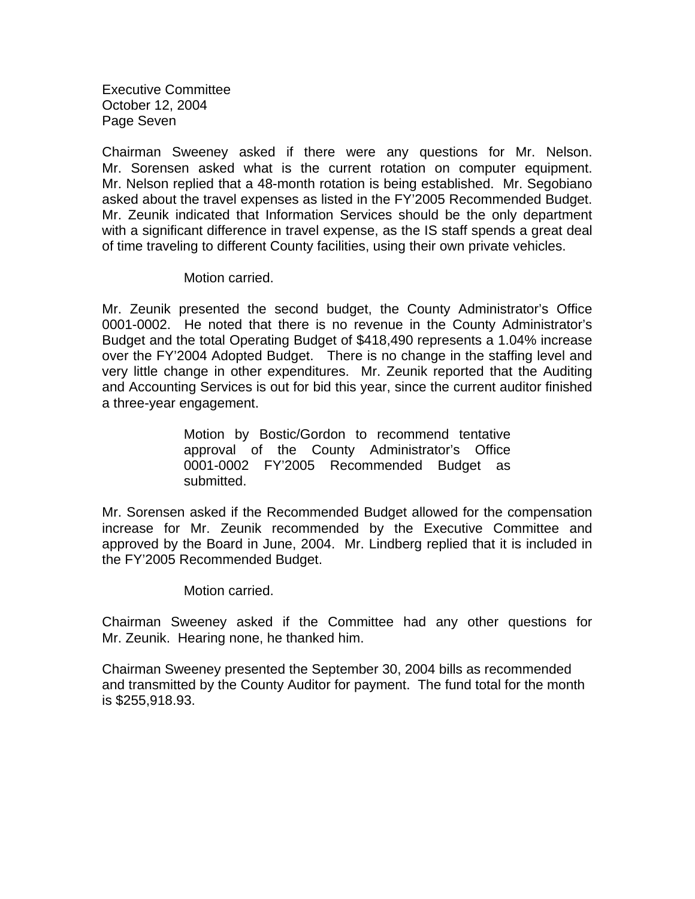Chairman Sweeney asked if there were any questions for Mr. Nelson. Mr. Sorensen asked what is the current rotation on computer equipment. Mr. Nelson replied that a 48-month rotation is being established. Mr. Segobiano asked about the travel expenses as listed in the FY'2005 Recommended Budget. Mr. Zeunik indicated that Information Services should be the only department with a significant difference in travel expense, as the IS staff spends a great deal of time traveling to different County facilities, using their own private vehicles.

> Motion carried.

Mr. Zeunik presented the second budget, the County Administrator's Office 0001-0002. He noted that there is no revenue in the County Administrator's Budget and the total Operating Budget of $418,490 represents a 1.04% increase over the FY'2004 Adopted Budget. There is no change in the staffing level and very little change in other expenditures. Mr. Zeunik reported that the Auditing and Accounting Services is out for bid this year, since the current auditor finished a three-year engagement.

> Motion by Bostic/Gordon to recommend tentative approval of the County Administrator's Office 0001-0002 FY'2005 Recommended Budget as submitted.

Mr. Sorensen asked if the Recommended Budget allowed for the compensation increase for Mr. Zeunik recommended by the Executive Committee and approved by the Board in June, 2004. Mr. Lindberg replied that it is included in the FY'2005 Recommended Budget.

> Motion carried.

Chairman Sweeney asked if the Committee had any other questions for Mr. Zeunik. Hearing none, he thanked him.

Chairman Sweeney presented the September 30, 2004 bills as recommended and transmitted by the County Auditor for payment. The fund total for the month is $255,918.93.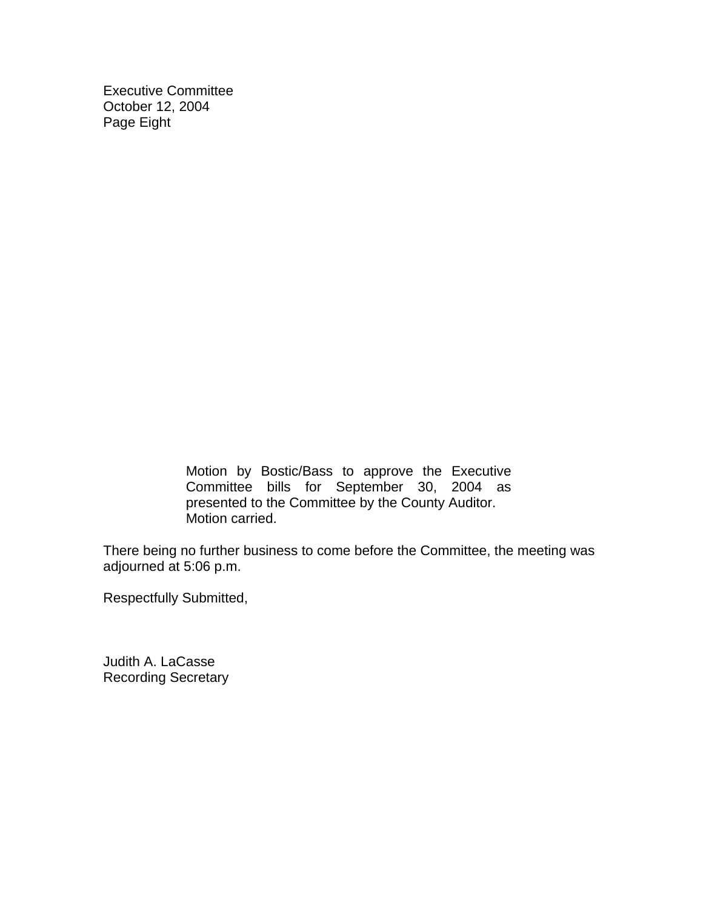Motion by Bostic/Bass to approve the Executive Committee bills for September 30, 2004 as presented to the Committee by the County Auditor. Motion carried.

There being no further business to come before the Committee, the meeting was adjourned at 5:06 p.m.

Respectfully Submitted,

Judith A. LaCasse
Recording Secretary